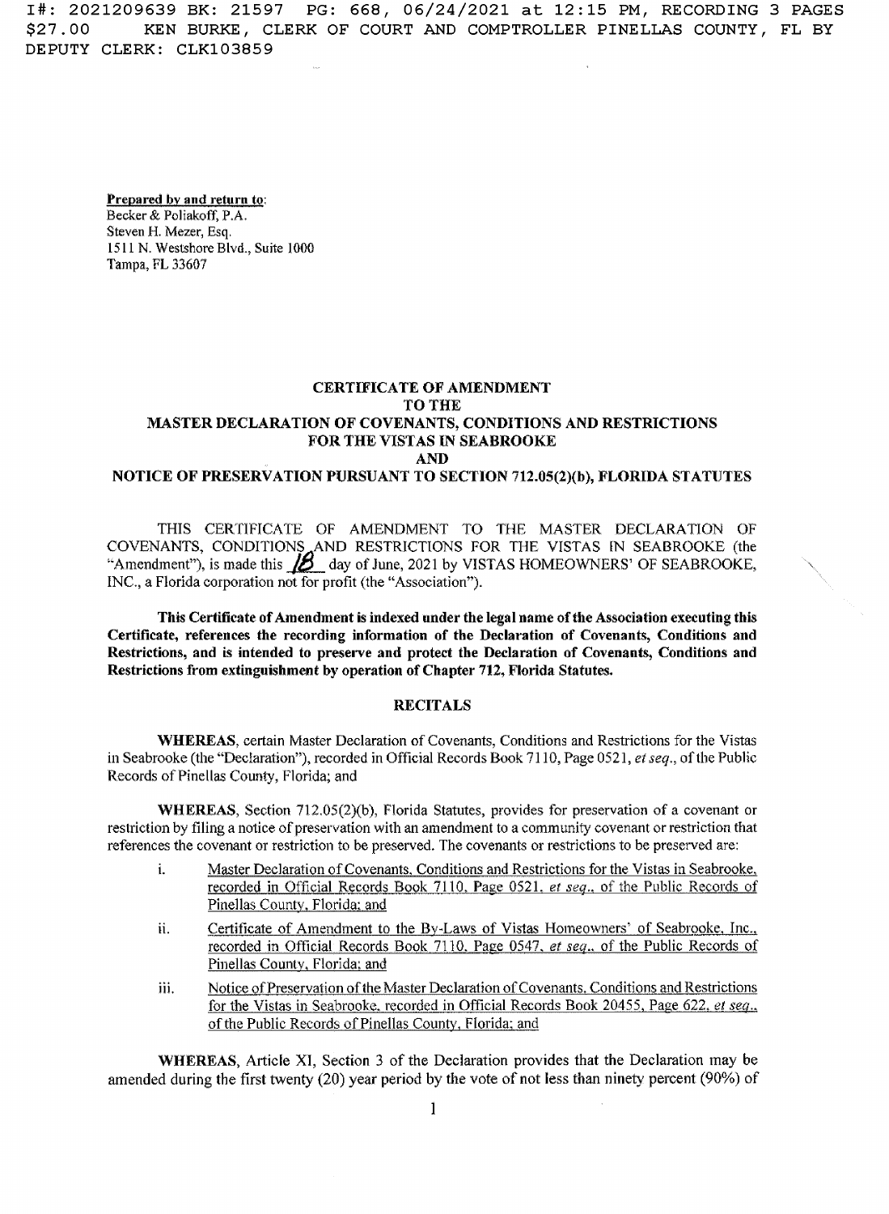I#: 2021209639 BK: 21597 PG: 668, 06/24/2021 at 12:15 PM, RECORDING 3 PAGES $27.00 KEN BURKE, CLERK OF COURT AND COMPTROLLER PINELLAS COUNTY, FL BY DEPUTY CLERK: CLK103859

**Prepared by and return to**:
Becker & Poliakoff, P.A.
Steven H. Mezer, Esq.
1511 N. Westshore Blvd., Suite 1000
Tampa, FL 33607

# CERTIFICATE OF AMENDMENT TO THE MASTER DECLARATION OF COVENANTS, CONDITIONS AND RESTRICTIONS FOR THE VISTAS IN SEABROOKE AND NOTICE OF PRESERVATION PURSUANT TO SECTION 712.05(2)(b), FLORIDA STATUTES

THIS CERTIFICATE OF AMENDMENT TO THE MASTER DECLARATION OF COVENANTS, CONDITIONS AND RESTRICTIONS FOR THE VISTAS IN SEABROOKE (the "Amendment"), is made this 18 day of June, 2021 by VISTAS HOMEOWNERS' OF SEABROOKE, INC., a Florida corporation not for profit (the "Association").

**This Certificate of Amendment is indexed under the legal name of the Association executing this Certificate, references the recording information of the Declaration of Covenants, Conditions and Restrictions, and is intended to preserve and protect the Declaration of Covenants, Conditions and Restrictions from extinguishment by operation of Chapter 712, Florida Statutes.**

## RECITALS

**WHEREAS**, certain Master Declaration of Covenants, Conditions and Restrictions for the Vistas in Seabrooke (the "Declaration"), recorded in Official Records Book 7110, Page 0521, *et seq*., of the Public Records of Pinellas County, Florida; and

**WHEREAS**, Section 712.05(2)(b), Florida Statutes, provides for preservation of a covenant or restriction by filing a notice of preservation with an amendment to a community covenant or restriction that references the covenant or restriction to be preserved. The covenants or restrictions to be preserved are:

i. Master Declaration of Covenants, Conditions and Restrictions for the Vistas in Seabrooke, recorded in Official Records Book 7110, Page 0521, *et seq*., of the Public Records of Pinellas County, Florida; and

ii. Certificate of Amendment to the By-Laws of Vistas Homeowners' of Seabrooke, Inc., recorded in Official Records Book 7110, Page 0547, *et seq*., of the Public Records of Pinellas County, Florida; and

iii. Notice of Preservation of the Master Declaration of Covenants, Conditions and Restrictions for the Vistas in Seabrooke, recorded in Official Records Book 20455, Page 622, *et seq*., of the Public Records of Pinellas County, Florida; and

**WHEREAS**, Article XI, Section 3 of the Declaration provides that the Declaration may be amended during the first twenty (20) year period by the vote of not less than ninety percent (90%) of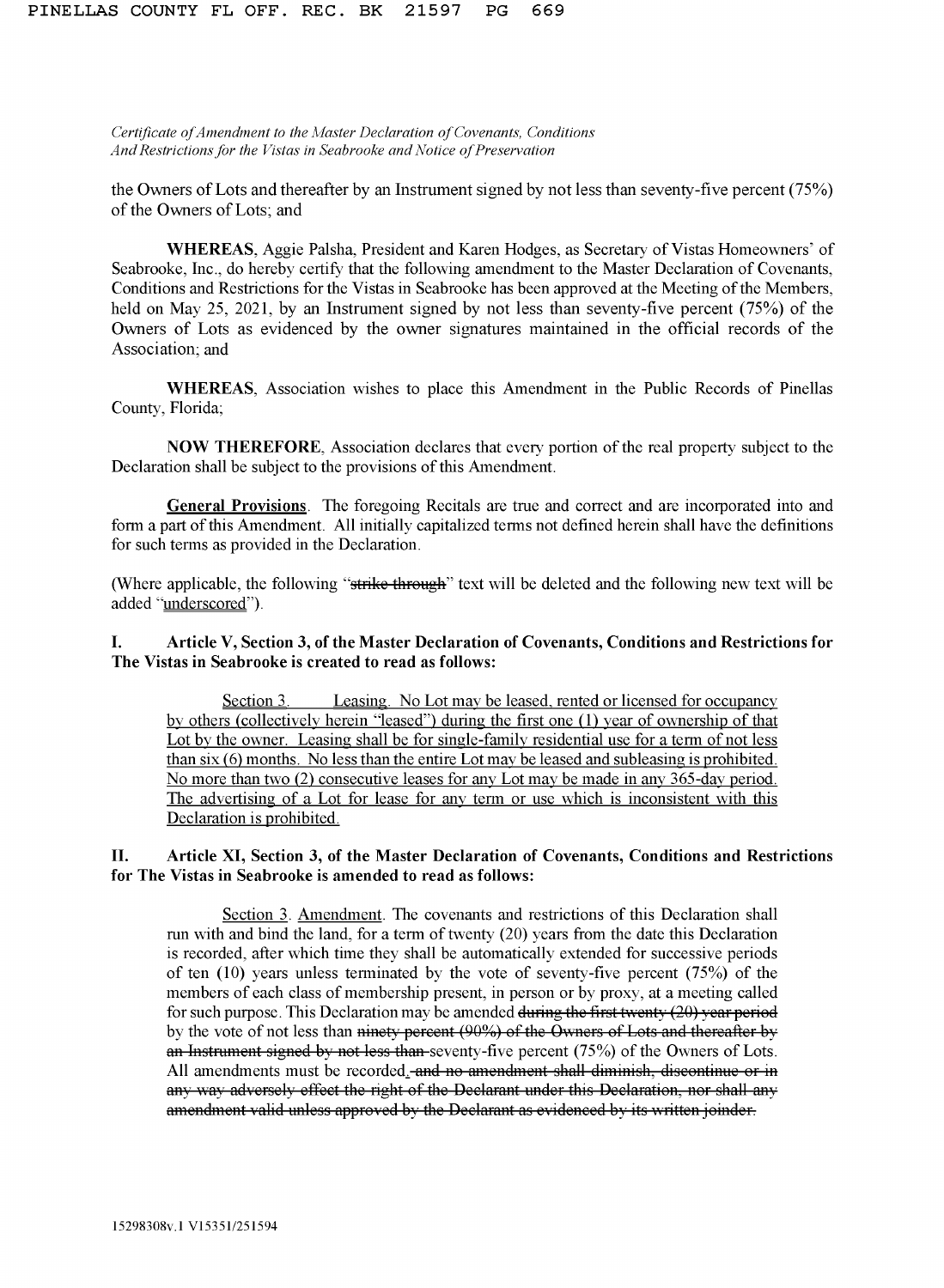the Owners of Lots and thereafter by an Instrument signed by not less than seventy-five percent (75%) of the Owners of Lots; and

**WHEREAS**, Aggie Palsha, President and Karen Hodges, as Secretary of Vistas Homeowners' of Seabrooke, Inc., do hereby certify that the following amendment to the Master Declaration of Covenants, Conditions and Restrictions for the Vistas in Seabrooke has been approved at the Meeting of the Members, held on May 25, 2021, by an Instrument signed by not less than seventy-five percent (75%) of the Owners of Lots as evidenced by the owner signatures maintained in the official records of the Association; and

**WHEREAS**, Association wishes to place this Amendment in the Public Records of Pinellas County, Florida;

**NOW THEREFORE**, Association declares that every portion of the real property subject to the Declaration shall be subject to the provisions of this Amendment.

<u>**General Provisions**</u>. The foregoing Recitals are true and correct and are incorporated into and form a part of this Amendment. All initially capitalized terms not defined herein shall have the definitions for such terms as provided in the Declaration.

(Where applicable, the following "~~strike through~~" text will be deleted and the following new text will be added "<u>underscored</u>").

**I. Article V, Section 3, of the Master Declaration of Covenants, Conditions and Restrictions for The Vistas in Seabrooke is created to read as follows:**

> <u>Section 3. Leasing. No Lot may be leased, rented or licensed for occupancy by others (collectively herein "leased") during the first one (1) year of ownership of that Lot by the owner. Leasing shall be for single-family residential use for a term of not less than six (6) months. No less than the entire Lot may be leased and subleasing is prohibited. No more than two (2) consecutive leases for any Lot may be made in any 365-day period. The advertising of a Lot for lease for any term or use which is inconsistent with this Declaration is prohibited.</u>

**II. Article XI, Section 3, of the Master Declaration of Covenants, Conditions and Restrictions for The Vistas in Seabrooke is amended to read as follows:**

> <u>Section 3</u>. <u>Amendment</u>. The covenants and restrictions of this Declaration shall run with and bind the land, for a term of twenty (20) years from the date this Declaration is recorded, after which time they shall be automatically extended for successive periods of ten (10) years unless terminated by the vote of seventy-five percent (75%) of the members of each class of membership present, in person or by proxy, at a meeting called for such purpose. This Declaration may be amended ~~during the first twenty (20) year period~~ by the vote of not less than ~~ninety percent (90%) of the Owners of Lots and thereafter by an Instrument signed by not less than~~ seventy-five percent (75%) of the Owners of Lots. All amendments must be recorded<u>.</u> ~~and no amendment shall diminish, discontinue or in any way adversely effect the right of the Declarant under this Declaration, nor shall any amendment valid unless approved by the Declarant as evidenced by its written joinder.~~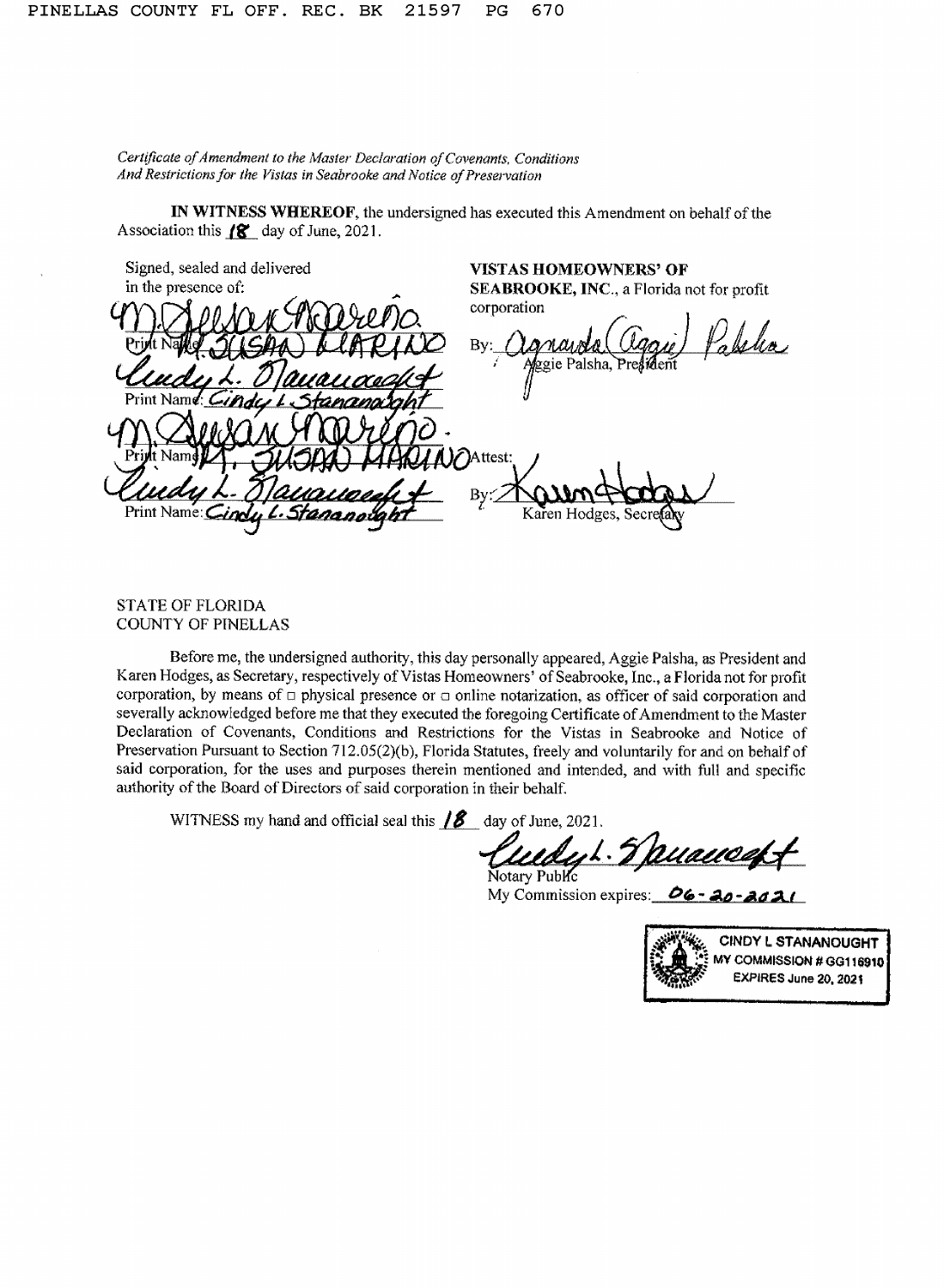*Certificate of Amendment to the Master Declaration of Covenants, Conditions And Restrictions for the Vistas in Seabrooke and Notice of Preservation*

**IN WITNESS WHEREOF**, the undersigned has executed this Amendment on behalf of the Association this 18 day of June, 2021.

Signed, sealed and delivered in the presence of:

Print Name: M. SUSAN MARINO

Print Name: Cindy L. Stananought

Print Name: M. SUSAN MARINO

Print Name: Cindy L. Stananought

**VISTAS HOMEOWNERS' OF SEABROOKE, INC.**, a Florida not for profit corporation

By: Agnanda (Aggie) Palsha
Aggie Palsha, President

Attest:

By:
Karen Hodges, Secretary

STATE OF FLORIDA
COUNTY OF PINELLAS

Before me, the undersigned authority, this day personally appeared, Aggie Palsha, as President and Karen Hodges, as Secretary, respectively of Vistas Homeowners' of Seabrooke, Inc., a Florida not for profit corporation, by means of □ physical presence or □ online notarization, as officer of said corporation and severally acknowledged before me that they executed the foregoing Certificate of Amendment to the Master Declaration of Covenants, Conditions and Restrictions for the Vistas in Seabrooke and Notice of Preservation Pursuant to Section 712.05(2)(b), Florida Statutes, freely and voluntarily for and on behalf of said corporation, for the uses and purposes therein mentioned and intended, and with full and specific authority of the Board of Directors of said corporation in their behalf.

WITNESS my hand and official seal this 18 day of June, 2021.

Notary Public
My Commission expires: 06-20-2021

CINDY L STANANOUGHT
MY COMMISSION # GG116910
EXPIRES June 20, 2021